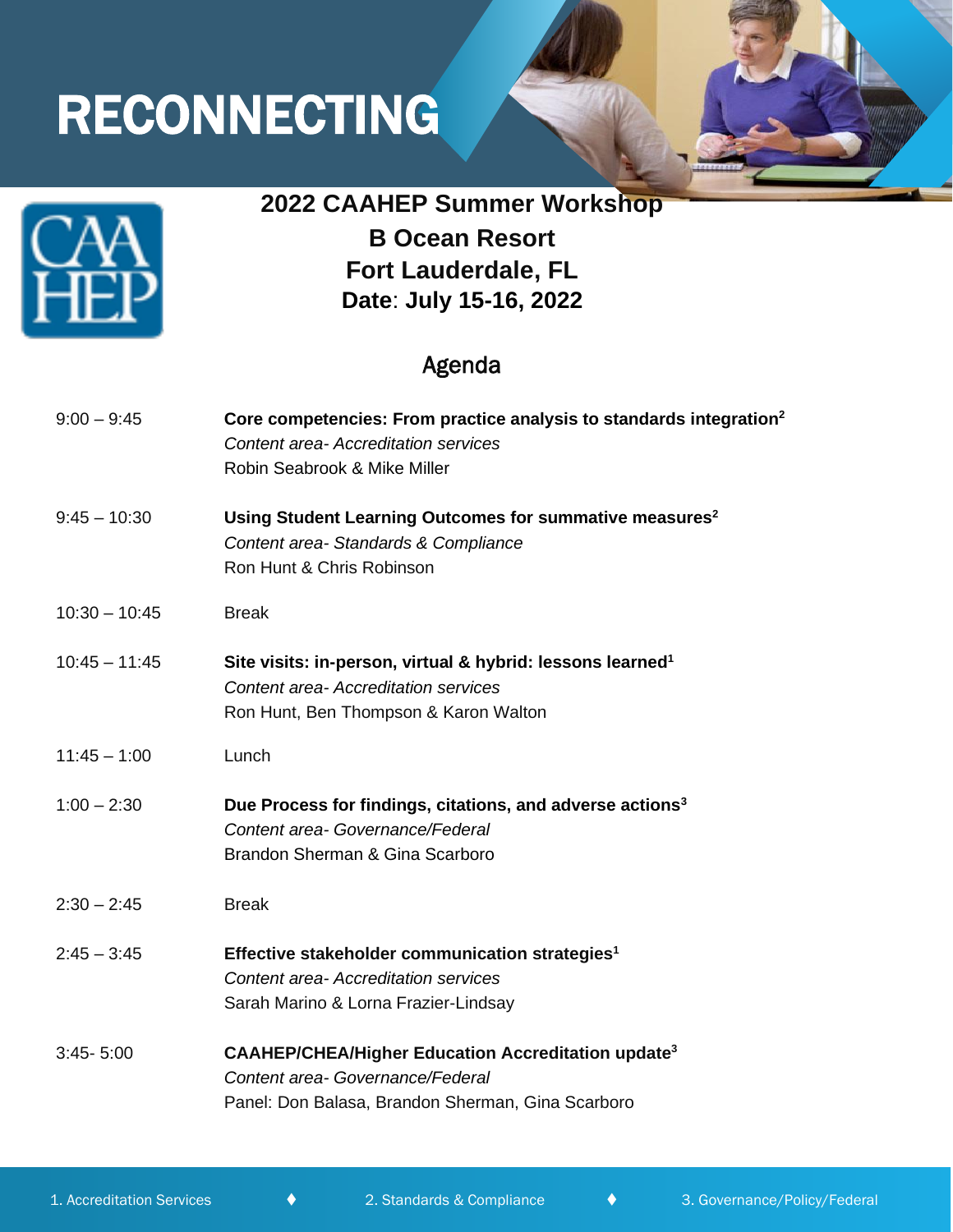# RECONNECTING

CAAHEP

## 2022 CAAHEP Summer Workshop
## B Ocean Resort
## Fort Lauderdale, FL
## Date: July 15-16, 2022

### Agenda

| | |
|---|---|
| 9:00 – 9:45 | **Core competencies: From practice analysis to standards integration[2]**<br>*Content area- Accreditation services*<br>Robin Seabrook & Mike Miller |
| 9:45 – 10:30 | **Using Student Learning Outcomes for summative measures[2]**<br>*Content area- Standards & Compliance*<br>Ron Hunt & Chris Robinson |
| 10:30 – 10:45 | Break |
| 10:45 – 11:45 | **Site visits: in-person, virtual & hybrid: lessons learned[1]**<br>*Content area- Accreditation services*<br>Ron Hunt, Ben Thompson & Karon Walton |
| 11:45 – 1:00 | Lunch |
| 1:00 – 2:30 | **Due Process for findings, citations, and adverse actions[3]**<br>*Content area- Governance/Federal*<br>Brandon Sherman & Gina Scarboro |
| 2:30 – 2:45 | Break |
| 2:45 – 3:45 | **Effective stakeholder communication strategies[1]**<br>*Content area- Accreditation services*<br>Sarah Marino & Lorna Frazier-Lindsay |
| 3:45- 5:00 | **CAAHEP/CHEA/Higher Education Accreditation update[3]**<br>*Content area- Governance/Federal*<br>Panel: Don Balasa, Brandon Sherman, Gina Scarboro |

1. Accreditation Services ♦ 2. Standards & Compliance ♦ 3. Governance/Policy/Federal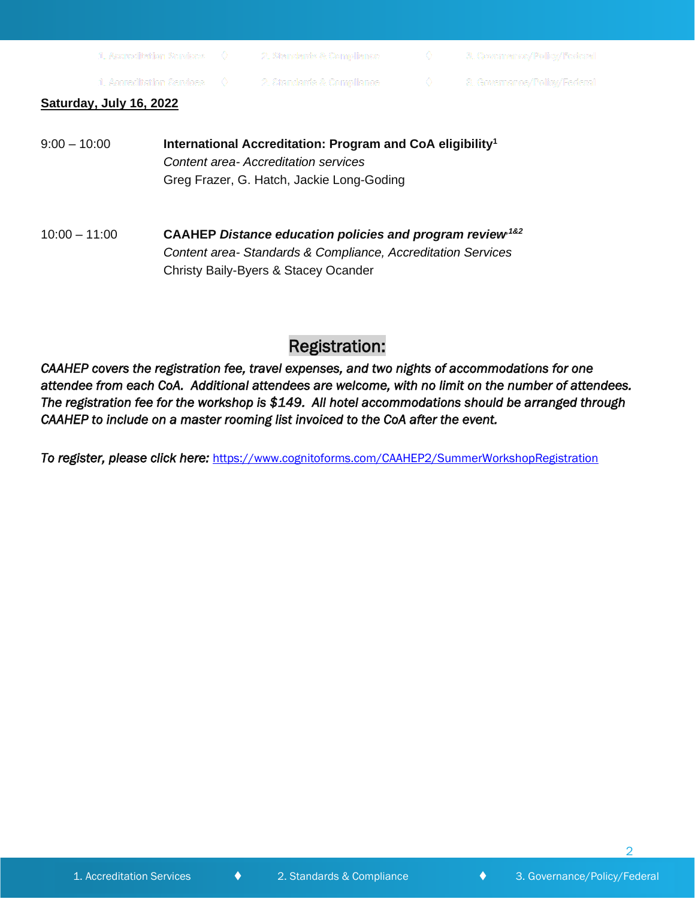**Saturday, July 16, 2022**

9:00 – 10:00 **International Accreditation: Program and CoA eligibility**[1]
*Content area- Accreditation services*
Greg Frazer, G. Hatch, Jackie Long-Goding

10:00 – 11:00 **CAAHEP *Distance education policies and program review***[1&2]
*Content area- Standards & Compliance, Accreditation Services*
Christy Baily-Byers & Stacey Ocander

## Registration:

*CAAHEP covers the registration fee, travel expenses, and two nights of accommodations for one attendee from each CoA. Additional attendees are welcome, with no limit on the number of attendees. The registration fee for the workshop is $149. All hotel accommodations should be arranged through CAAHEP to include on a master rooming list invoiced to the CoA after the event.*

*To register, please click here:* https://www.cognitoforms.com/CAAHEP2/SummerWorkshopRegistration